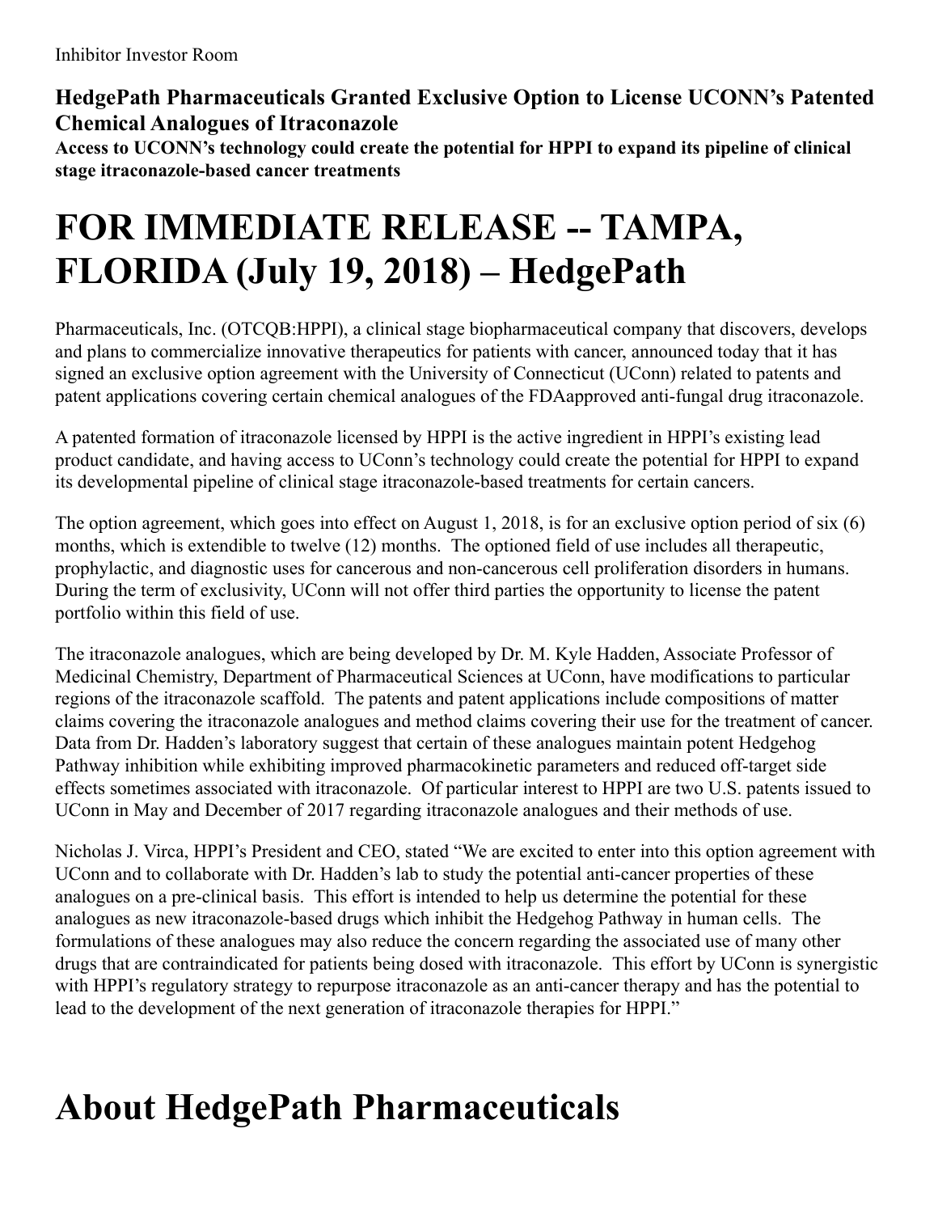Inhibitor Investor Room

**HedgePath Pharmaceuticals Granted Exclusive Option to License UCONN's Patented Chemical Analogues of Itraconazole**
**Access to UCONN's technology could create the potential for HPPI to expand its pipeline of clinical stage itraconazole-based cancer treatments**

# FOR IMMEDIATE RELEASE -- TAMPA, FLORIDA (July 19, 2018) – HedgePath

Pharmaceuticals, Inc. (OTCQB:HPPI), a clinical stage biopharmaceutical company that discovers, develops and plans to commercialize innovative therapeutics for patients with cancer, announced today that it has signed an exclusive option agreement with the University of Connecticut (UConn) related to patents and patent applications covering certain chemical analogues of the FDAapproved anti-fungal drug itraconazole.

A patented formation of itraconazole licensed by HPPI is the active ingredient in HPPI's existing lead product candidate, and having access to UConn's technology could create the potential for HPPI to expand its developmental pipeline of clinical stage itraconazole-based treatments for certain cancers.

The option agreement, which goes into effect on August 1, 2018, is for an exclusive option period of six (6) months, which is extendible to twelve (12) months. The optioned field of use includes all therapeutic, prophylactic, and diagnostic uses for cancerous and non-cancerous cell proliferation disorders in humans. During the term of exclusivity, UConn will not offer third parties the opportunity to license the patent portfolio within this field of use.

The itraconazole analogues, which are being developed by Dr. M. Kyle Hadden, Associate Professor of Medicinal Chemistry, Department of Pharmaceutical Sciences at UConn, have modifications to particular regions of the itraconazole scaffold. The patents and patent applications include compositions of matter claims covering the itraconazole analogues and method claims covering their use for the treatment of cancer. Data from Dr. Hadden's laboratory suggest that certain of these analogues maintain potent Hedgehog Pathway inhibition while exhibiting improved pharmacokinetic parameters and reduced off-target side effects sometimes associated with itraconazole. Of particular interest to HPPI are two U.S. patents issued to UConn in May and December of 2017 regarding itraconazole analogues and their methods of use.

Nicholas J. Virca, HPPI's President and CEO, stated "We are excited to enter into this option agreement with UConn and to collaborate with Dr. Hadden's lab to study the potential anti-cancer properties of these analogues on a pre-clinical basis. This effort is intended to help us determine the potential for these analogues as new itraconazole-based drugs which inhibit the Hedgehog Pathway in human cells. The formulations of these analogues may also reduce the concern regarding the associated use of many other drugs that are contraindicated for patients being dosed with itraconazole. This effort by UConn is synergistic with HPPI's regulatory strategy to repurpose itraconazole as an anti-cancer therapy and has the potential to lead to the development of the next generation of itraconazole therapies for HPPI."

# About HedgePath Pharmaceuticals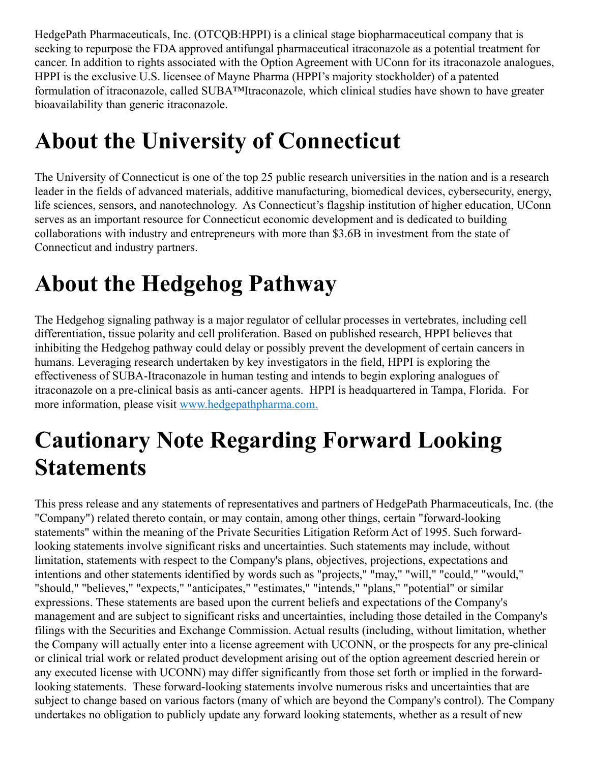HedgePath Pharmaceuticals, Inc. (OTCQB:HPPI) is a clinical stage biopharmaceutical company that is seeking to repurpose the FDA approved antifungal pharmaceutical itraconazole as a potential treatment for cancer. In addition to rights associated with the Option Agreement with UConn for its itraconazole analogues, HPPI is the exclusive U.S. licensee of Mayne Pharma (HPPI's majority stockholder) of a patented formulation of itraconazole, called SUBA™Itraconazole, which clinical studies have shown to have greater bioavailability than generic itraconazole.

# About the University of Connecticut

The University of Connecticut is one of the top 25 public research universities in the nation and is a research leader in the fields of advanced materials, additive manufacturing, biomedical devices, cybersecurity, energy, life sciences, sensors, and nanotechnology. As Connecticut's flagship institution of higher education, UConn serves as an important resource for Connecticut economic development and is dedicated to building collaborations with industry and entrepreneurs with more than $3.6B in investment from the state of Connecticut and industry partners.

# About the Hedgehog Pathway

The Hedgehog signaling pathway is a major regulator of cellular processes in vertebrates, including cell differentiation, tissue polarity and cell proliferation. Based on published research, HPPI believes that inhibiting the Hedgehog pathway could delay or possibly prevent the development of certain cancers in humans. Leveraging research undertaken by key investigators in the field, HPPI is exploring the effectiveness of SUBA-Itraconazole in human testing and intends to begin exploring analogues of itraconazole on a pre-clinical basis as anti-cancer agents. HPPI is headquartered in Tampa, Florida. For more information, please visit [www.hedgepathpharma.com.](http://www.hedgepathpharma.com)

# Cautionary Note Regarding Forward Looking Statements

This press release and any statements of representatives and partners of HedgePath Pharmaceuticals, Inc. (the "Company") related thereto contain, or may contain, among other things, certain "forward-looking statements" within the meaning of the Private Securities Litigation Reform Act of 1995. Such forward-looking statements involve significant risks and uncertainties. Such statements may include, without limitation, statements with respect to the Company's plans, objectives, projections, expectations and intentions and other statements identified by words such as "projects," "may," "will," "could," "would," "should," "believes," "expects," "anticipates," "estimates," "intends," "plans," "potential" or similar expressions. These statements are based upon the current beliefs and expectations of the Company's management and are subject to significant risks and uncertainties, including those detailed in the Company's filings with the Securities and Exchange Commission. Actual results (including, without limitation, whether the Company will actually enter into a license agreement with UCONN, or the prospects for any pre-clinical or clinical trial work or related product development arising out of the option agreement descried herein or any executed license with UCONN) may differ significantly from those set forth or implied in the forward-looking statements. These forward-looking statements involve numerous risks and uncertainties that are subject to change based on various factors (many of which are beyond the Company's control). The Company undertakes no obligation to publicly update any forward looking statements, whether as a result of new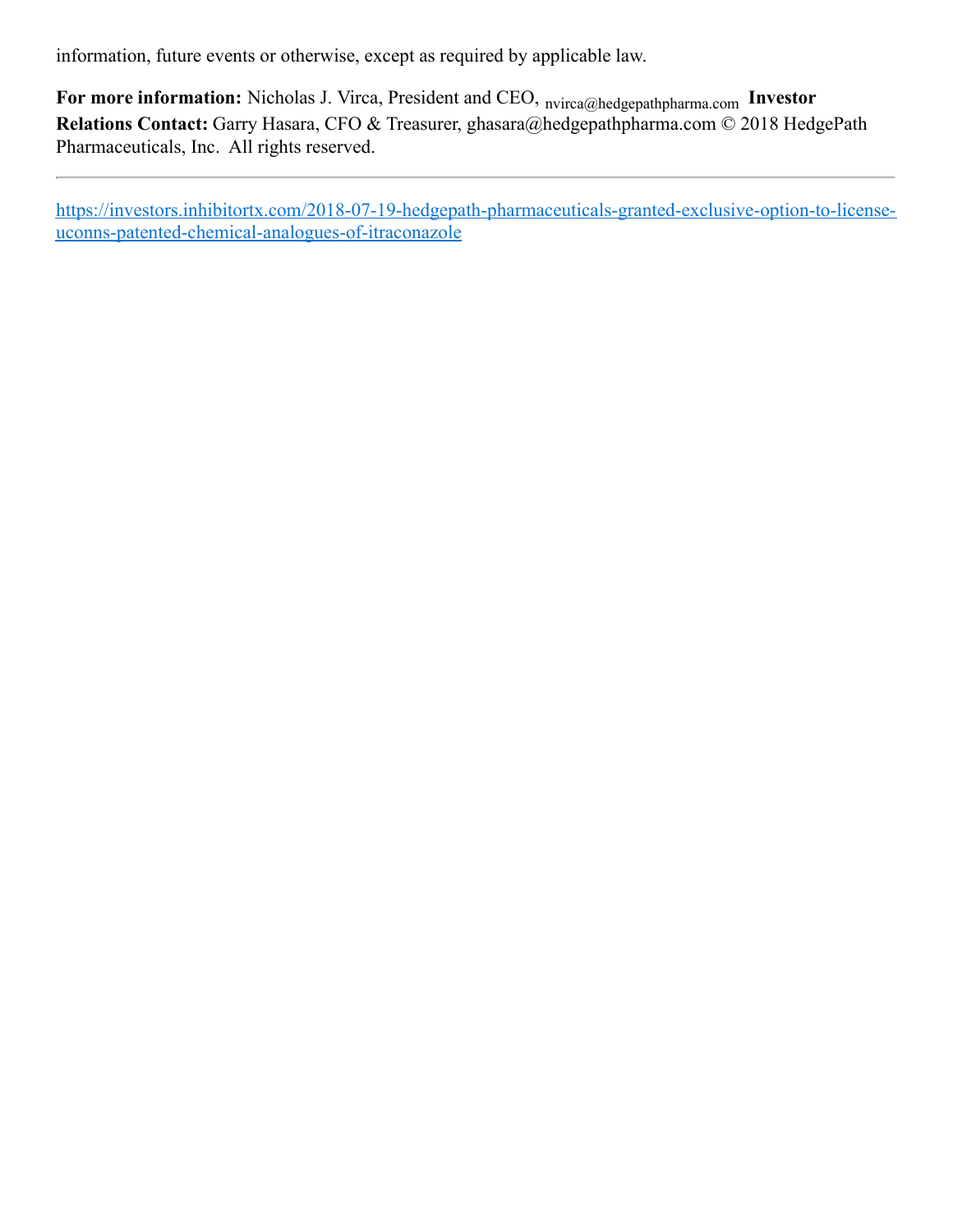information, future events or otherwise, except as required by applicable law.

**For more information:** Nicholas J. Virca, President and CEO, nvirca@hedgepathpharma.com **Investor Relations Contact:** Garry Hasara, CFO & Treasurer, ghasara@hedgepathpharma.com © 2018 HedgePath Pharmaceuticals, Inc. All rights reserved.

---

https://investors.inhibitortx.com/2018-07-19-hedgepath-pharmaceuticals-granted-exclusive-option-to-license-uconns-patented-chemical-analogues-of-itraconazole